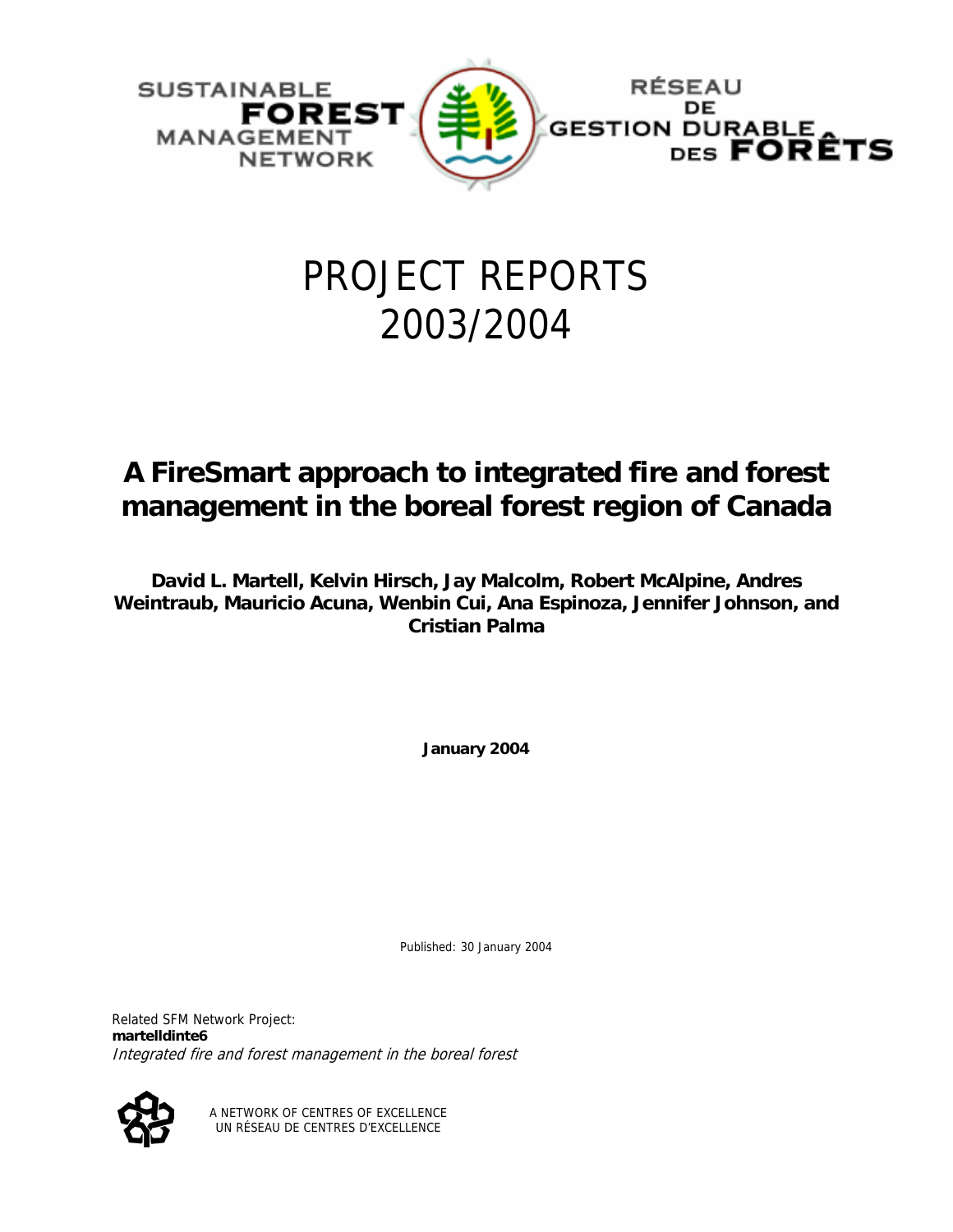SUSTAINABLE **FOREST** MANAGEMENT NETWORK

RÉSEAU DE GESTION DURABLE DES **FORÊTS**

# PROJECT REPORTS 2003/2004

## A FireSmart approach to integrated fire and forest management in the boreal forest region of Canada

**David L. Martell, Kelvin Hirsch, Jay Malcolm, Robert McAlpine, Andres Weintraub, Mauricio Acuna, Wenbin Cui, Ana Espinoza, Jennifer Johnson, and Cristian Palma**

**January 2004**

Published: 30 January 2004

Related SFM Network Project:
**martelldinte6**
*Integrated fire and forest management in the boreal forest*

A NETWORK OF CENTRES OF EXCELLENCE
UN RÉSEAU DE CENTRES D'EXCELLENCE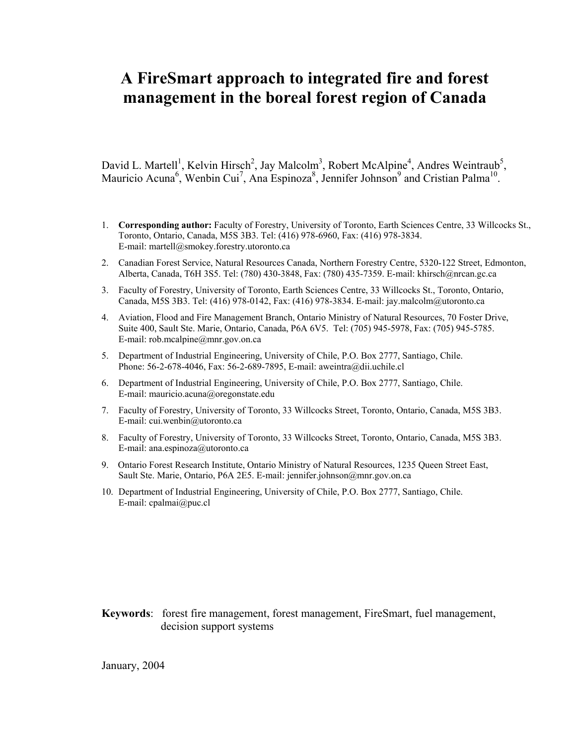# A FireSmart approach to integrated fire and forest management in the boreal forest region of Canada

David L. Martell[1], Kelvin Hirsch[2], Jay Malcolm[3], Robert McAlpine[4], Andres Weintraub[5], Mauricio Acuna[6], Wenbin Cui[7], Ana Espinoza[8], Jennifer Johnson[9] and Cristian Palma[10].

1. **Corresponding author:** Faculty of Forestry, University of Toronto, Earth Sciences Centre, 33 Willcocks St., Toronto, Ontario, Canada, M5S 3B3. Tel: (416) 978-6960, Fax: (416) 978-3834. E-mail: martell@smokey.forestry.utoronto.ca
2. Canadian Forest Service, Natural Resources Canada, Northern Forestry Centre, 5320-122 Street, Edmonton, Alberta, Canada, T6H 3S5. Tel: (780) 430-3848, Fax: (780) 435-7359. E-mail: khirsch@nrcan.gc.ca
3. Faculty of Forestry, University of Toronto, Earth Sciences Centre, 33 Willcocks St., Toronto, Ontario, Canada, M5S 3B3. Tel: (416) 978-0142, Fax: (416) 978-3834. E-mail: jay.malcolm@utoronto.ca
4. Aviation, Flood and Fire Management Branch, Ontario Ministry of Natural Resources, 70 Foster Drive, Suite 400, Sault Ste. Marie, Ontario, Canada, P6A 6V5. Tel: (705) 945-5978, Fax: (705) 945-5785. E-mail: rob.mcalpine@mnr.gov.on.ca
5. Department of Industrial Engineering, University of Chile, P.O. Box 2777, Santiago, Chile. Phone: 56-2-678-4046, Fax: 56-2-689-7895, E-mail: aweintra@dii.uchile.cl
6. Department of Industrial Engineering, University of Chile, P.O. Box 2777, Santiago, Chile. E-mail: mauricio.acuna@oregonstate.edu
7. Faculty of Forestry, University of Toronto, 33 Willcocks Street, Toronto, Ontario, Canada, M5S 3B3. E-mail: cui.wenbin@utoronto.ca
8. Faculty of Forestry, University of Toronto, 33 Willcocks Street, Toronto, Ontario, Canada, M5S 3B3. E-mail: ana.espinoza@utoronto.ca
9. Ontario Forest Research Institute, Ontario Ministry of Natural Resources, 1235 Queen Street East, Sault Ste. Marie, Ontario, P6A 2E5. E-mail: jennifer.johnson@mnr.gov.on.ca
10. Department of Industrial Engineering, University of Chile, P.O. Box 2777, Santiago, Chile. E-mail: cpalmai@puc.cl

**Keywords**: forest fire management, forest management, FireSmart, fuel management, decision support systems

January, 2004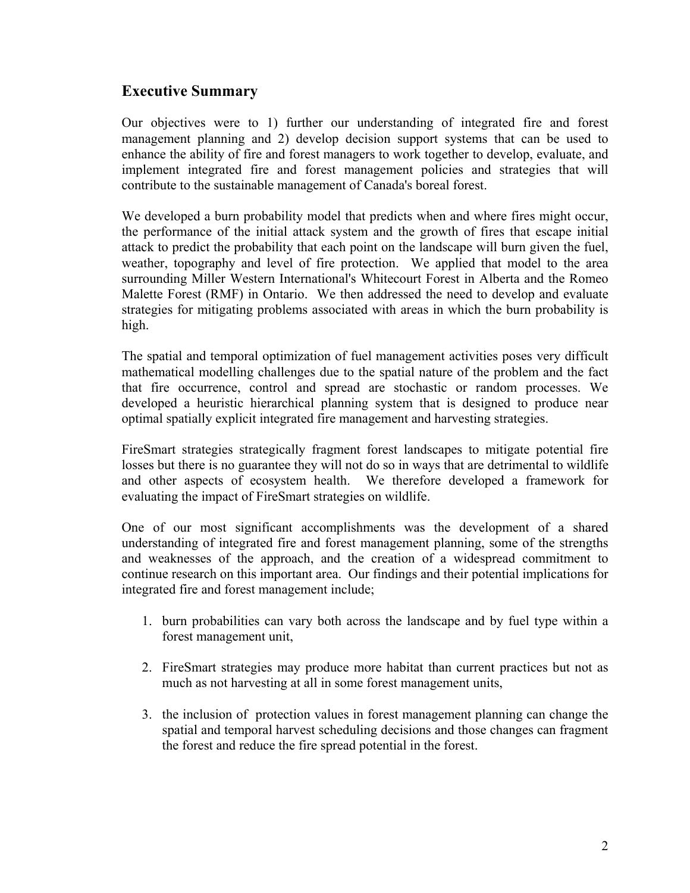## Executive Summary

Our objectives were to 1) further our understanding of integrated fire and forest management planning and 2) develop decision support systems that can be used to enhance the ability of fire and forest managers to work together to develop, evaluate, and implement integrated fire and forest management policies and strategies that will contribute to the sustainable management of Canada's boreal forest.

We developed a burn probability model that predicts when and where fires might occur, the performance of the initial attack system and the growth of fires that escape initial attack to predict the probability that each point on the landscape will burn given the fuel, weather, topography and level of fire protection. We applied that model to the area surrounding Miller Western International's Whitecourt Forest in Alberta and the Romeo Malette Forest (RMF) in Ontario. We then addressed the need to develop and evaluate strategies for mitigating problems associated with areas in which the burn probability is high.

The spatial and temporal optimization of fuel management activities poses very difficult mathematical modelling challenges due to the spatial nature of the problem and the fact that fire occurrence, control and spread are stochastic or random processes. We developed a heuristic hierarchical planning system that is designed to produce near optimal spatially explicit integrated fire management and harvesting strategies.

FireSmart strategies strategically fragment forest landscapes to mitigate potential fire losses but there is no guarantee they will not do so in ways that are detrimental to wildlife and other aspects of ecosystem health. We therefore developed a framework for evaluating the impact of FireSmart strategies on wildlife.

One of our most significant accomplishments was the development of a shared understanding of integrated fire and forest management planning, some of the strengths and weaknesses of the approach, and the creation of a widespread commitment to continue research on this important area. Our findings and their potential implications for integrated fire and forest management include;

1. burn probabilities can vary both across the landscape and by fuel type within a forest management unit,

2. FireSmart strategies may produce more habitat than current practices but not as much as not harvesting at all in some forest management units,

3. the inclusion of protection values in forest management planning can change the spatial and temporal harvest scheduling decisions and those changes can fragment the forest and reduce the fire spread potential in the forest.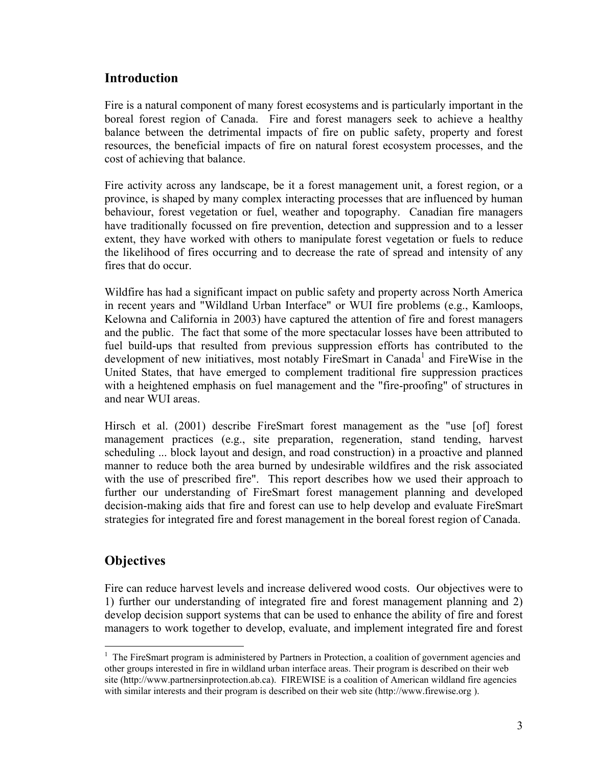## Introduction

Fire is a natural component of many forest ecosystems and is particularly important in the boreal forest region of Canada. Fire and forest managers seek to achieve a healthy balance between the detrimental impacts of fire on public safety, property and forest resources, the beneficial impacts of fire on natural forest ecosystem processes, and the cost of achieving that balance.

Fire activity across any landscape, be it a forest management unit, a forest region, or a province, is shaped by many complex interacting processes that are influenced by human behaviour, forest vegetation or fuel, weather and topography. Canadian fire managers have traditionally focussed on fire prevention, detection and suppression and to a lesser extent, they have worked with others to manipulate forest vegetation or fuels to reduce the likelihood of fires occurring and to decrease the rate of spread and intensity of any fires that do occur.

Wildfire has had a significant impact on public safety and property across North America in recent years and "Wildland Urban Interface" or WUI fire problems (e.g., Kamloops, Kelowna and California in 2003) have captured the attention of fire and forest managers and the public. The fact that some of the more spectacular losses have been attributed to fuel build-ups that resulted from previous suppression efforts has contributed to the development of new initiatives, most notably FireSmart in Canada[1] and FireWise in the United States, that have emerged to complement traditional fire suppression practices with a heightened emphasis on fuel management and the "fire-proofing" of structures in and near WUI areas.

Hirsch et al. (2001) describe FireSmart forest management as the "use [of] forest management practices (e.g., site preparation, regeneration, stand tending, harvest scheduling ... block layout and design, and road construction) in a proactive and planned manner to reduce both the area burned by undesirable wildfires and the risk associated with the use of prescribed fire". This report describes how we used their approach to further our understanding of FireSmart forest management planning and developed decision-making aids that fire and forest can use to help develop and evaluate FireSmart strategies for integrated fire and forest management in the boreal forest region of Canada.

## Objectives

Fire can reduce harvest levels and increase delivered wood costs. Our objectives were to 1) further our understanding of integrated fire and forest management planning and 2) develop decision support systems that can be used to enhance the ability of fire and forest managers to work together to develop, evaluate, and implement integrated fire and forest

[1] The FireSmart program is administered by Partners in Protection, a coalition of government agencies and other groups interested in fire in wildland urban interface areas. Their program is described on their web site (http://www.partnersinprotection.ab.ca). FIREWISE is a coalition of American wildland fire agencies with similar interests and their program is described on their web site (http://www.firewise.org ).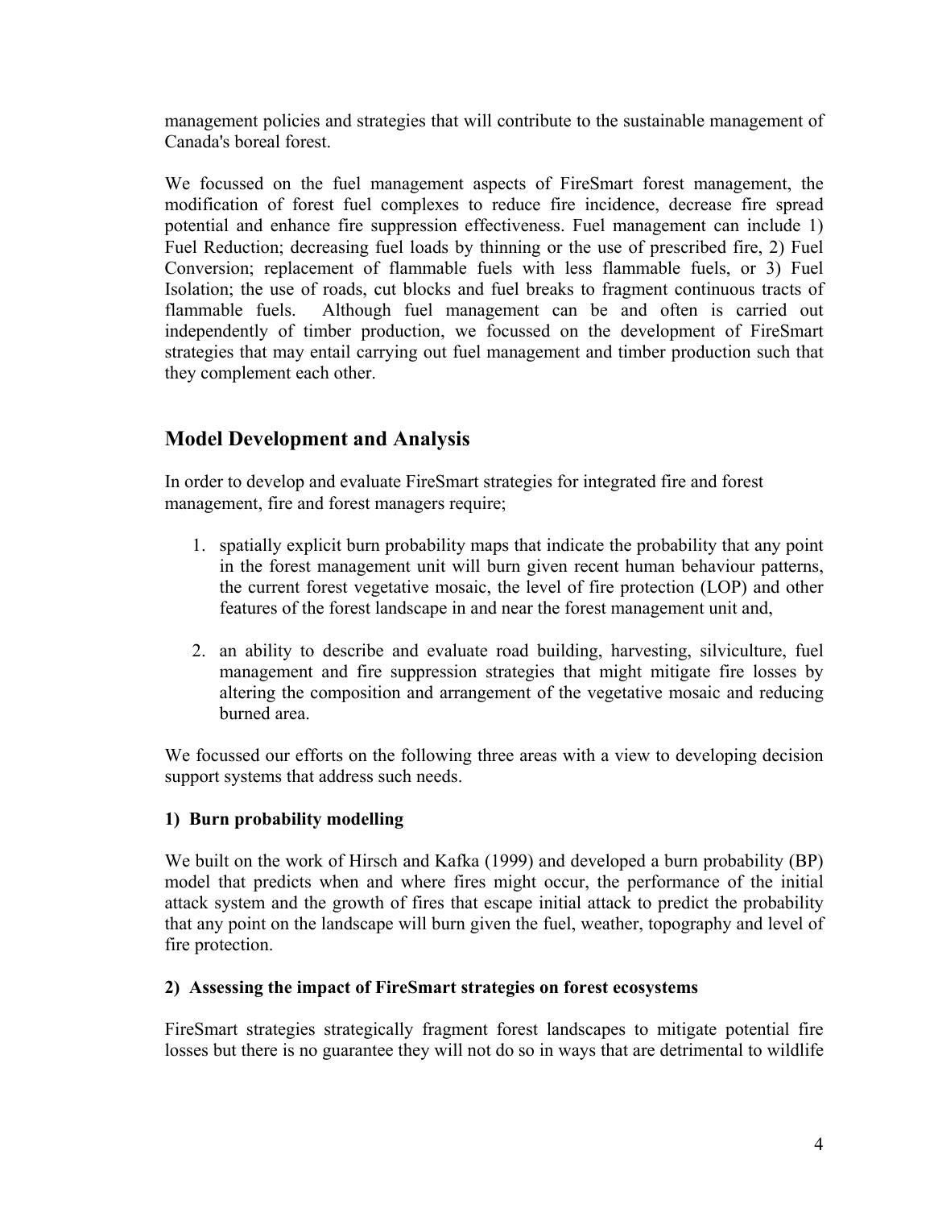management policies and strategies that will contribute to the sustainable management of Canada's boreal forest.

We focussed on the fuel management aspects of FireSmart forest management, the modification of forest fuel complexes to reduce fire incidence, decrease fire spread potential and enhance fire suppression effectiveness. Fuel management can include 1) Fuel Reduction; decreasing fuel loads by thinning or the use of prescribed fire, 2) Fuel Conversion; replacement of flammable fuels with less flammable fuels, or 3) Fuel Isolation; the use of roads, cut blocks and fuel breaks to fragment continuous tracts of flammable fuels. Although fuel management can be and often is carried out independently of timber production, we focussed on the development of FireSmart strategies that may entail carrying out fuel management and timber production such that they complement each other.

## Model Development and Analysis

In order to develop and evaluate FireSmart strategies for integrated fire and forest management, fire and forest managers require;

1. spatially explicit burn probability maps that indicate the probability that any point in the forest management unit will burn given recent human behaviour patterns, the current forest vegetative mosaic, the level of fire protection (LOP) and other features of the forest landscape in and near the forest management unit and,
2. an ability to describe and evaluate road building, harvesting, silviculture, fuel management and fire suppression strategies that might mitigate fire losses by altering the composition and arrangement of the vegetative mosaic and reducing burned area.

We focussed our efforts on the following three areas with a view to developing decision support systems that address such needs.

### 1) Burn probability modelling

We built on the work of Hirsch and Kafka (1999) and developed a burn probability (BP) model that predicts when and where fires might occur, the performance of the initial attack system and the growth of fires that escape initial attack to predict the probability that any point on the landscape will burn given the fuel, weather, topography and level of fire protection.

### 2) Assessing the impact of FireSmart strategies on forest ecosystems

FireSmart strategies strategically fragment forest landscapes to mitigate potential fire losses but there is no guarantee they will not do so in ways that are detrimental to wildlife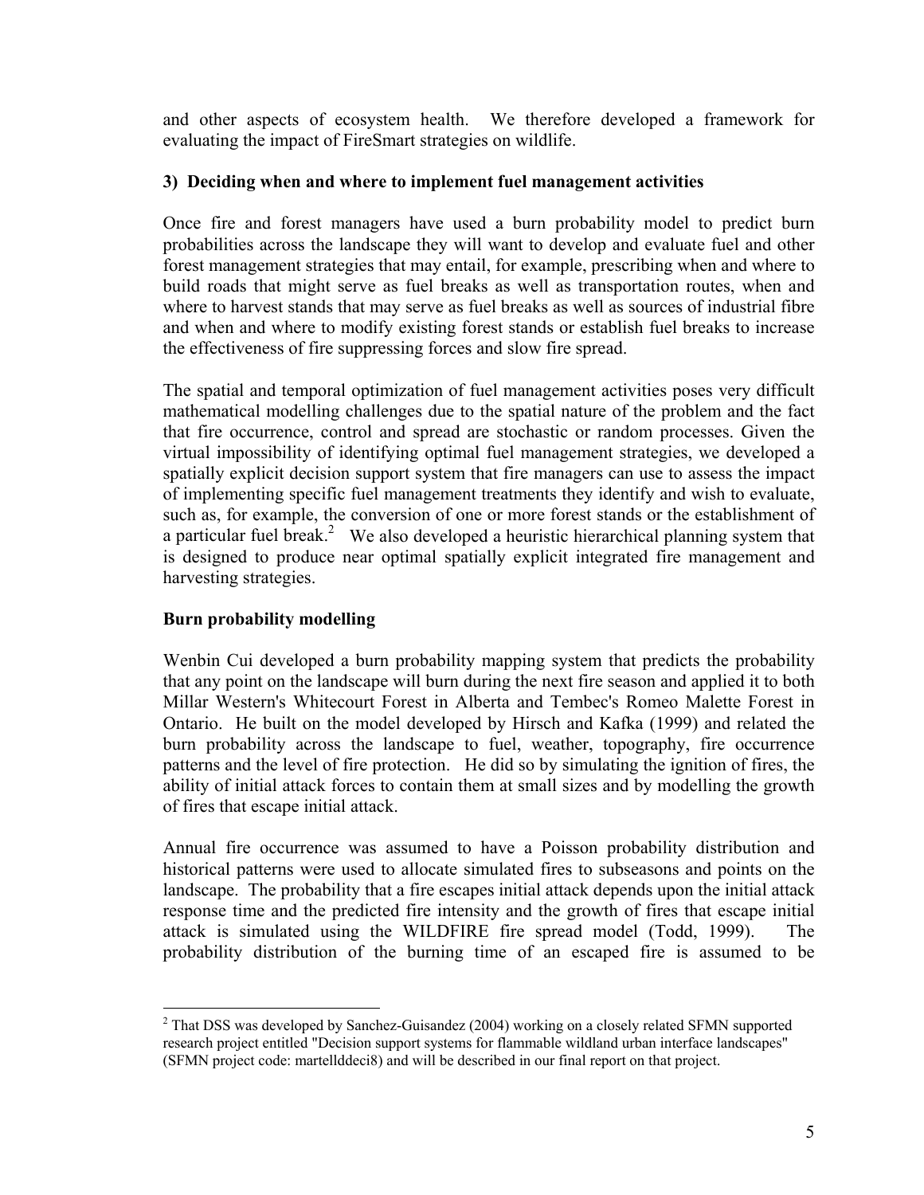and other aspects of ecosystem health. We therefore developed a framework for evaluating the impact of FireSmart strategies on wildlife.

### 3) Deciding when and where to implement fuel management activities

Once fire and forest managers have used a burn probability model to predict burn probabilities across the landscape they will want to develop and evaluate fuel and other forest management strategies that may entail, for example, prescribing when and where to build roads that might serve as fuel breaks as well as transportation routes, when and where to harvest stands that may serve as fuel breaks as well as sources of industrial fibre and when and where to modify existing forest stands or establish fuel breaks to increase the effectiveness of fire suppressing forces and slow fire spread.

The spatial and temporal optimization of fuel management activities poses very difficult mathematical modelling challenges due to the spatial nature of the problem and the fact that fire occurrence, control and spread are stochastic or random processes. Given the virtual impossibility of identifying optimal fuel management strategies, we developed a spatially explicit decision support system that fire managers can use to assess the impact of implementing specific fuel management treatments they identify and wish to evaluate, such as, for example, the conversion of one or more forest stands or the establishment of a particular fuel break.[2] We also developed a heuristic hierarchical planning system that is designed to produce near optimal spatially explicit integrated fire management and harvesting strategies.

## Burn probability modelling

Wenbin Cui developed a burn probability mapping system that predicts the probability that any point on the landscape will burn during the next fire season and applied it to both Millar Western's Whitecourt Forest in Alberta and Tembec's Romeo Malette Forest in Ontario. He built on the model developed by Hirsch and Kafka (1999) and related the burn probability across the landscape to fuel, weather, topography, fire occurrence patterns and the level of fire protection. He did so by simulating the ignition of fires, the ability of initial attack forces to contain them at small sizes and by modelling the growth of fires that escape initial attack.

Annual fire occurrence was assumed to have a Poisson probability distribution and historical patterns were used to allocate simulated fires to subseasons and points on the landscape. The probability that a fire escapes initial attack depends upon the initial attack response time and the predicted fire intensity and the growth of fires that escape initial attack is simulated using the WILDFIRE fire spread model (Todd, 1999). The probability distribution of the burning time of an escaped fire is assumed to be

---

[2] That DSS was developed by Sanchez-Guisandez (2004) working on a closely related SFMN supported research project entitled "Decision support systems for flammable wildland urban interface landscapes" (SFMN project code: martellddeci8) and will be described in our final report on that project.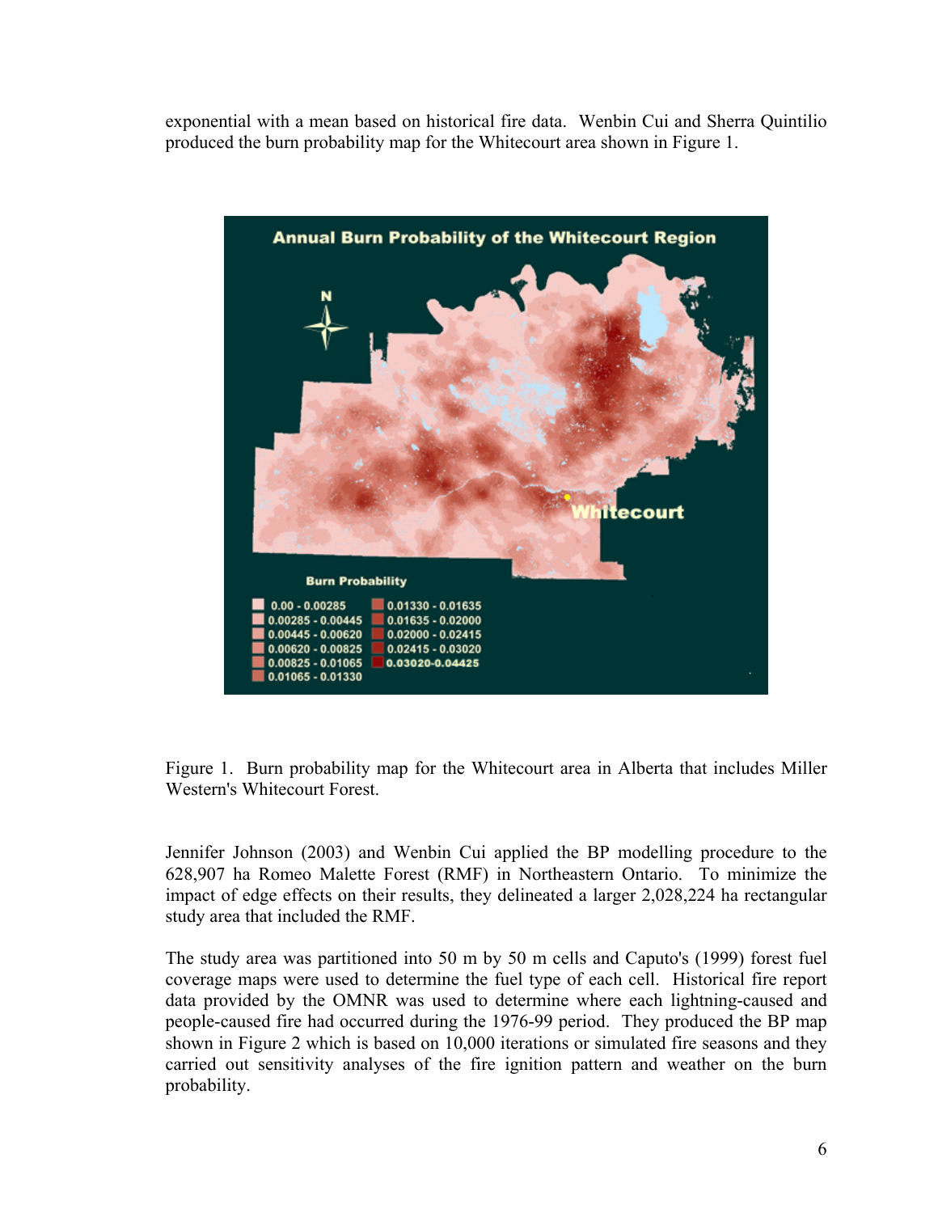exponential with a mean based on historical fire data. Wenbin Cui and Sherra Quintilio produced the burn probability map for the Whitecourt area shown in Figure 1.

Figure 1. Burn probability map for the Whitecourt area in Alberta that includes Miller Western's Whitecourt Forest.

Jennifer Johnson (2003) and Wenbin Cui applied the BP modelling procedure to the 628,907 ha Romeo Malette Forest (RMF) in Northeastern Ontario. To minimize the impact of edge effects on their results, they delineated a larger 2,028,224 ha rectangular study area that included the RMF.

The study area was partitioned into 50 m by 50 m cells and Caputo's (1999) forest fuel coverage maps were used to determine the fuel type of each cell. Historical fire report data provided by the OMNR was used to determine where each lightning-caused and people-caused fire had occurred during the 1976-99 period. They produced the BP map shown in Figure 2 which is based on 10,000 iterations or simulated fire seasons and they carried out sensitivity analyses of the fire ignition pattern and weather on the burn probability.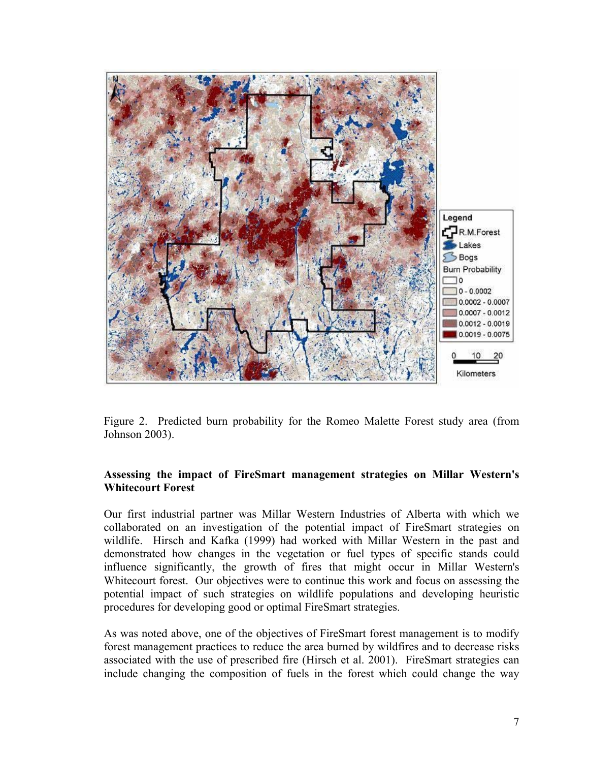Figure 2. Predicted burn probability for the Romeo Malette Forest study area (from Johnson 2003).

**Assessing the impact of FireSmart management strategies on Millar Western's Whitecourt Forest**

Our first industrial partner was Millar Western Industries of Alberta with which we collaborated on an investigation of the potential impact of FireSmart strategies on wildlife. Hirsch and Kafka (1999) had worked with Millar Western in the past and demonstrated how changes in the vegetation or fuel types of specific stands could influence significantly, the growth of fires that might occur in Millar Western's Whitecourt forest. Our objectives were to continue this work and focus on assessing the potential impact of such strategies on wildlife populations and developing heuristic procedures for developing good or optimal FireSmart strategies.

As was noted above, one of the objectives of FireSmart forest management is to modify forest management practices to reduce the area burned by wildfires and to decrease risks associated with the use of prescribed fire (Hirsch et al. 2001). FireSmart strategies can include changing the composition of fuels in the forest which could change the way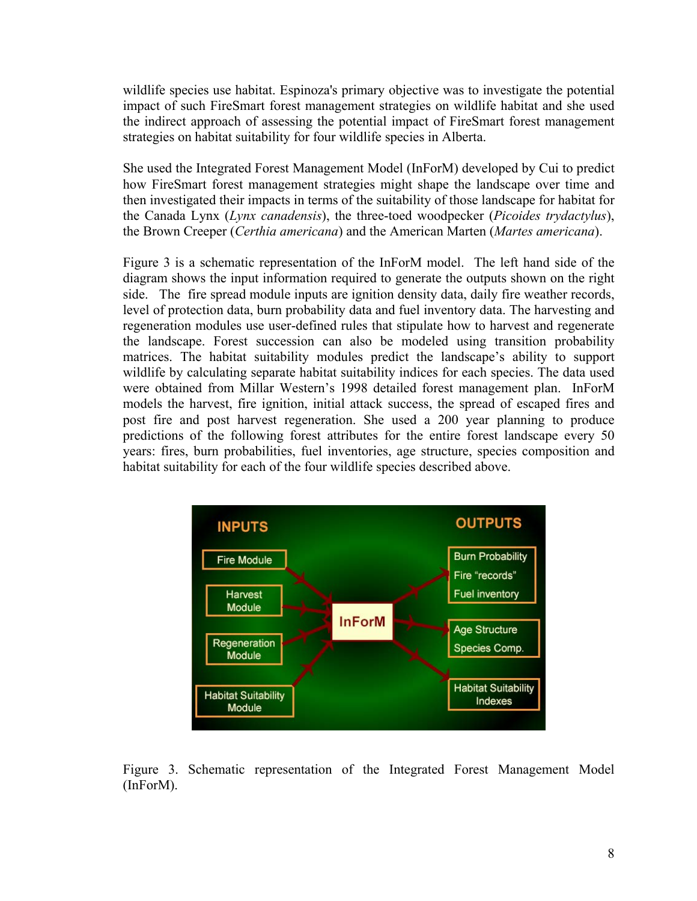wildlife species use habitat. Espinoza's primary objective was to investigate the potential impact of such FireSmart forest management strategies on wildlife habitat and she used the indirect approach of assessing the potential impact of FireSmart forest management strategies on habitat suitability for four wildlife species in Alberta.

She used the Integrated Forest Management Model (InForM) developed by Cui to predict how FireSmart forest management strategies might shape the landscape over time and then investigated their impacts in terms of the suitability of those landscape for habitat for the Canada Lynx (*Lynx canadensis*), the three-toed woodpecker (*Picoides trydactylus*), the Brown Creeper (*Certhia americana*) and the American Marten (*Martes americana*).

Figure 3 is a schematic representation of the InForM model. The left hand side of the diagram shows the input information required to generate the outputs shown on the right side. The fire spread module inputs are ignition density data, daily fire weather records, level of protection data, burn probability data and fuel inventory data. The harvesting and regeneration modules use user-defined rules that stipulate how to harvest and regenerate the landscape. Forest succession can also be modeled using transition probability matrices. The habitat suitability modules predict the landscape's ability to support wildlife by calculating separate habitat suitability indices for each species. The data used were obtained from Millar Western's 1998 detailed forest management plan. InForM models the harvest, fire ignition, initial attack success, the spread of escaped fires and post fire and post harvest regeneration. She used a 200 year planning to produce predictions of the following forest attributes for the entire forest landscape every 50 years: fires, burn probabilities, fuel inventories, age structure, species composition and habitat suitability for each of the four wildlife species described above.

INPUTS: Fire Module; Harvest Module; Regeneration Module; Habitat Suitability Module

InForM

OUTPUTS: Burn Probability, Fire "records", Fuel inventory; Age Structure, Species Comp.; Habitat Suitability Indexes

Figure 3. Schematic representation of the Integrated Forest Management Model (InForM).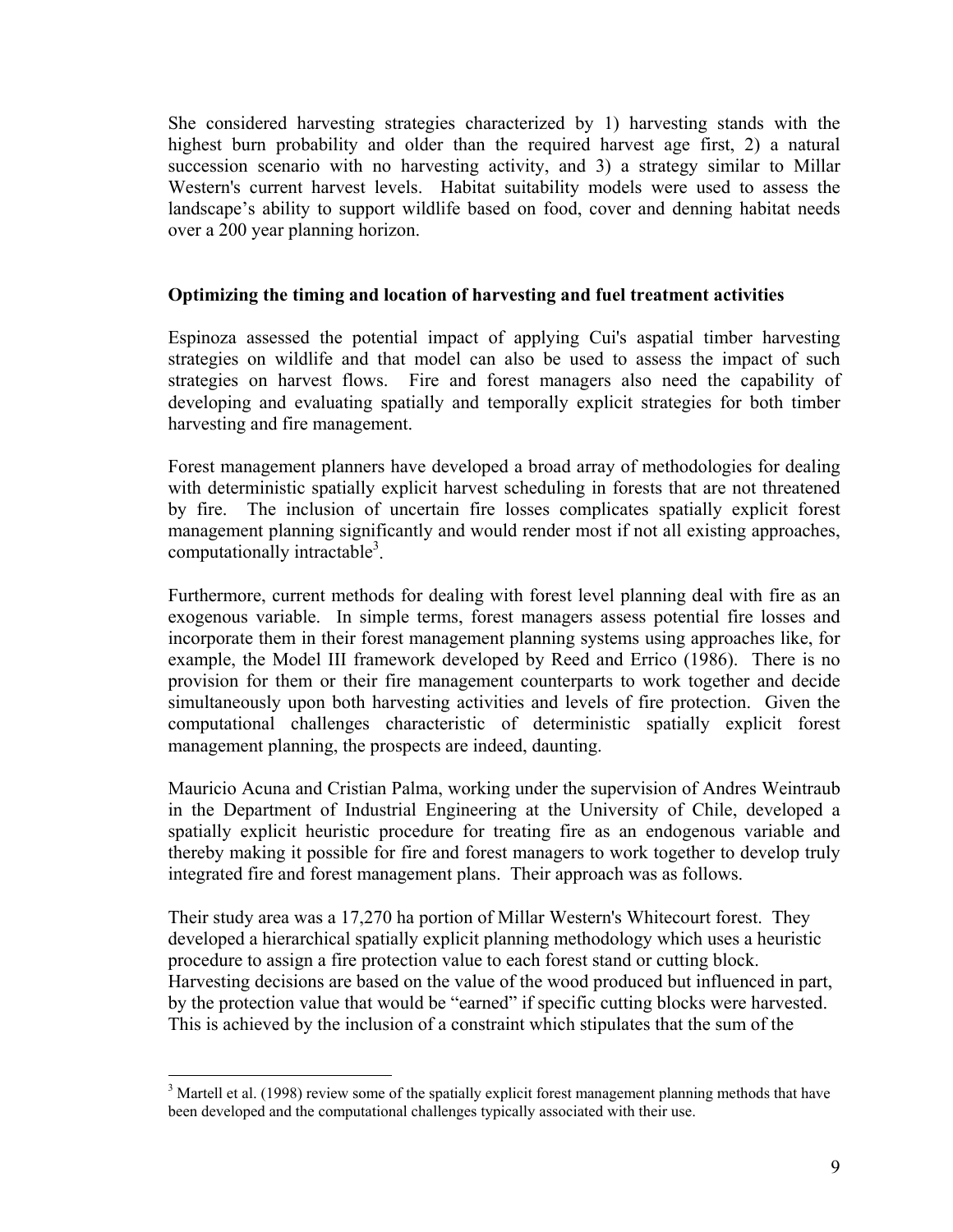She considered harvesting strategies characterized by 1) harvesting stands with the highest burn probability and older than the required harvest age first, 2) a natural succession scenario with no harvesting activity, and 3) a strategy similar to Millar Western's current harvest levels. Habitat suitability models were used to assess the landscape's ability to support wildlife based on food, cover and denning habitat needs over a 200 year planning horizon.

**Optimizing the timing and location of harvesting and fuel treatment activities**

Espinoza assessed the potential impact of applying Cui's aspatial timber harvesting strategies on wildlife and that model can also be used to assess the impact of such strategies on harvest flows. Fire and forest managers also need the capability of developing and evaluating spatially and temporally explicit strategies for both timber harvesting and fire management.

Forest management planners have developed a broad array of methodologies for dealing with deterministic spatially explicit harvest scheduling in forests that are not threatened by fire. The inclusion of uncertain fire losses complicates spatially explicit forest management planning significantly and would render most if not all existing approaches, computationally intractable[3].

Furthermore, current methods for dealing with forest level planning deal with fire as an exogenous variable. In simple terms, forest managers assess potential fire losses and incorporate them in their forest management planning systems using approaches like, for example, the Model III framework developed by Reed and Errico (1986). There is no provision for them or their fire management counterparts to work together and decide simultaneously upon both harvesting activities and levels of fire protection. Given the computational challenges characteristic of deterministic spatially explicit forest management planning, the prospects are indeed, daunting.

Mauricio Acuna and Cristian Palma, working under the supervision of Andres Weintraub in the Department of Industrial Engineering at the University of Chile, developed a spatially explicit heuristic procedure for treating fire as an endogenous variable and thereby making it possible for fire and forest managers to work together to develop truly integrated fire and forest management plans. Their approach was as follows.

Their study area was a 17,270 ha portion of Millar Western's Whitecourt forest. They developed a hierarchical spatially explicit planning methodology which uses a heuristic procedure to assign a fire protection value to each forest stand or cutting block. Harvesting decisions are based on the value of the wood produced but influenced in part, by the protection value that would be "earned" if specific cutting blocks were harvested. This is achieved by the inclusion of a constraint which stipulates that the sum of the

[3] Martell et al. (1998) review some of the spatially explicit forest management planning methods that have been developed and the computational challenges typically associated with their use.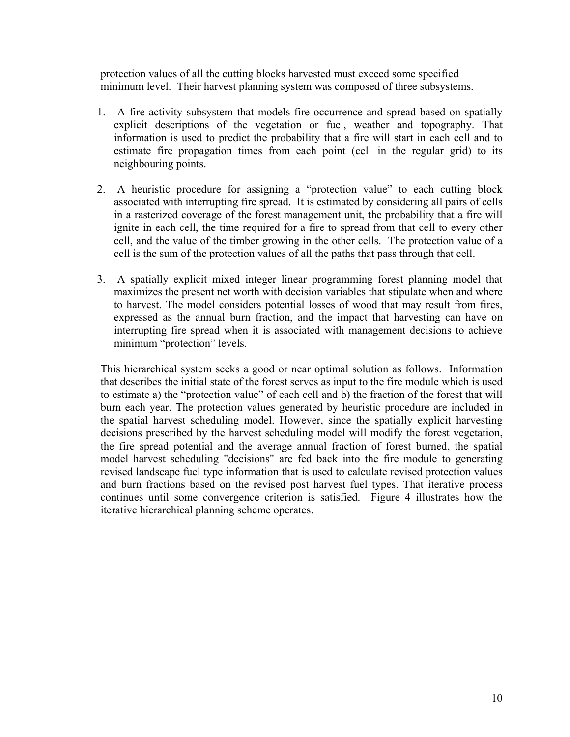protection values of all the cutting blocks harvested must exceed some specified minimum level. Their harvest planning system was composed of three subsystems.

1. A fire activity subsystem that models fire occurrence and spread based on spatially explicit descriptions of the vegetation or fuel, weather and topography. That information is used to predict the probability that a fire will start in each cell and to estimate fire propagation times from each point (cell in the regular grid) to its neighbouring points.

2. A heuristic procedure for assigning a "protection value" to each cutting block associated with interrupting fire spread. It is estimated by considering all pairs of cells in a rasterized coverage of the forest management unit, the probability that a fire will ignite in each cell, the time required for a fire to spread from that cell to every other cell, and the value of the timber growing in the other cells. The protection value of a cell is the sum of the protection values of all the paths that pass through that cell.

3. A spatially explicit mixed integer linear programming forest planning model that maximizes the present net worth with decision variables that stipulate when and where to harvest. The model considers potential losses of wood that may result from fires, expressed as the annual burn fraction, and the impact that harvesting can have on interrupting fire spread when it is associated with management decisions to achieve minimum "protection" levels.

This hierarchical system seeks a good or near optimal solution as follows. Information that describes the initial state of the forest serves as input to the fire module which is used to estimate a) the "protection value" of each cell and b) the fraction of the forest that will burn each year. The protection values generated by heuristic procedure are included in the spatial harvest scheduling model. However, since the spatially explicit harvesting decisions prescribed by the harvest scheduling model will modify the forest vegetation, the fire spread potential and the average annual fraction of forest burned, the spatial model harvest scheduling "decisions" are fed back into the fire module to generating revised landscape fuel type information that is used to calculate revised protection values and burn fractions based on the revised post harvest fuel types. That iterative process continues until some convergence criterion is satisfied. Figure 4 illustrates how the iterative hierarchical planning scheme operates.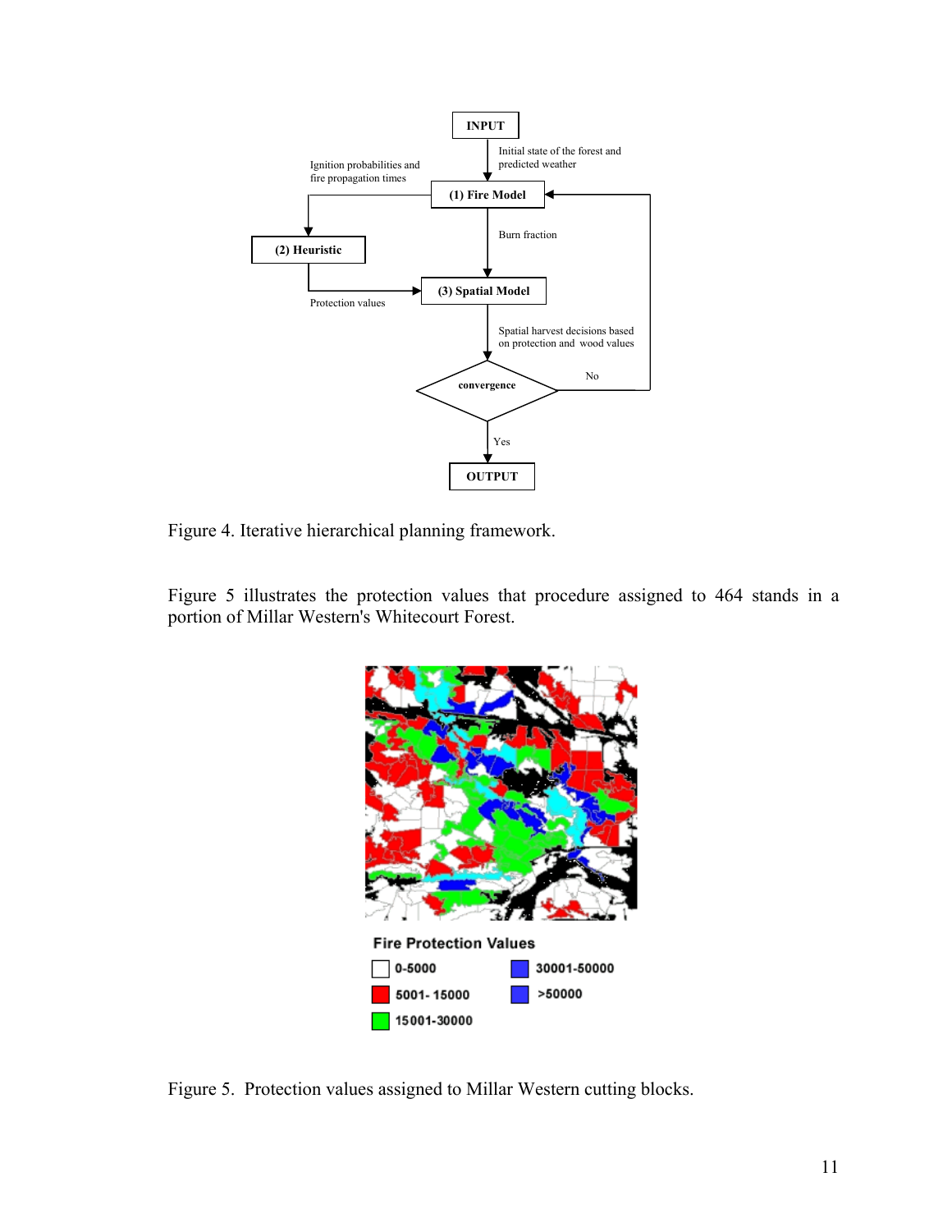Figure 4. Iterative hierarchical planning framework.

Figure 5 illustrates the protection values that procedure assigned to 464 stands in a portion of Millar Western's Whitecourt Forest.

Figure 5. Protection values assigned to Millar Western cutting blocks.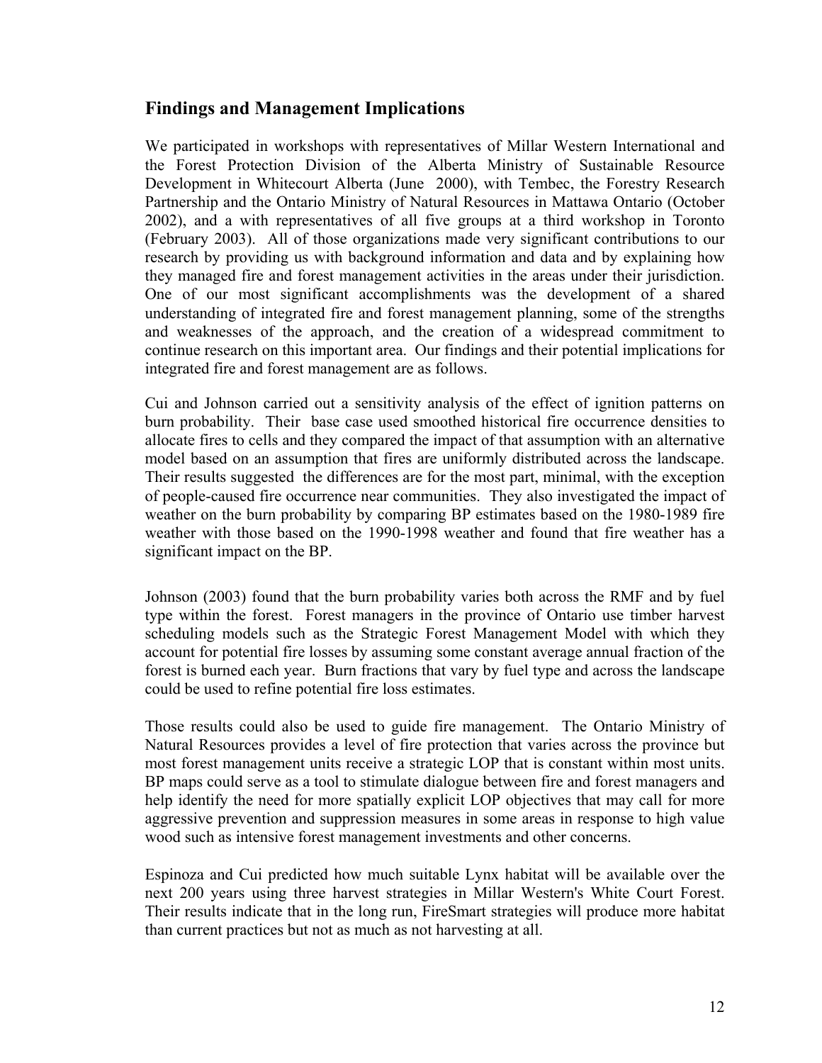## Findings and Management Implications

We participated in workshops with representatives of Millar Western International and the Forest Protection Division of the Alberta Ministry of Sustainable Resource Development in Whitecourt Alberta (June 2000), with Tembec, the Forestry Research Partnership and the Ontario Ministry of Natural Resources in Mattawa Ontario (October 2002), and a with representatives of all five groups at a third workshop in Toronto (February 2003). All of those organizations made very significant contributions to our research by providing us with background information and data and by explaining how they managed fire and forest management activities in the areas under their jurisdiction. One of our most significant accomplishments was the development of a shared understanding of integrated fire and forest management planning, some of the strengths and weaknesses of the approach, and the creation of a widespread commitment to continue research on this important area. Our findings and their potential implications for integrated fire and forest management are as follows.

Cui and Johnson carried out a sensitivity analysis of the effect of ignition patterns on burn probability. Their base case used smoothed historical fire occurrence densities to allocate fires to cells and they compared the impact of that assumption with an alternative model based on an assumption that fires are uniformly distributed across the landscape. Their results suggested the differences are for the most part, minimal, with the exception of people-caused fire occurrence near communities. They also investigated the impact of weather on the burn probability by comparing BP estimates based on the 1980-1989 fire weather with those based on the 1990-1998 weather and found that fire weather has a significant impact on the BP.

Johnson (2003) found that the burn probability varies both across the RMF and by fuel type within the forest. Forest managers in the province of Ontario use timber harvest scheduling models such as the Strategic Forest Management Model with which they account for potential fire losses by assuming some constant average annual fraction of the forest is burned each year. Burn fractions that vary by fuel type and across the landscape could be used to refine potential fire loss estimates.

Those results could also be used to guide fire management. The Ontario Ministry of Natural Resources provides a level of fire protection that varies across the province but most forest management units receive a strategic LOP that is constant within most units. BP maps could serve as a tool to stimulate dialogue between fire and forest managers and help identify the need for more spatially explicit LOP objectives that may call for more aggressive prevention and suppression measures in some areas in response to high value wood such as intensive forest management investments and other concerns.

Espinoza and Cui predicted how much suitable Lynx habitat will be available over the next 200 years using three harvest strategies in Millar Western's White Court Forest. Their results indicate that in the long run, FireSmart strategies will produce more habitat than current practices but not as much as not harvesting at all.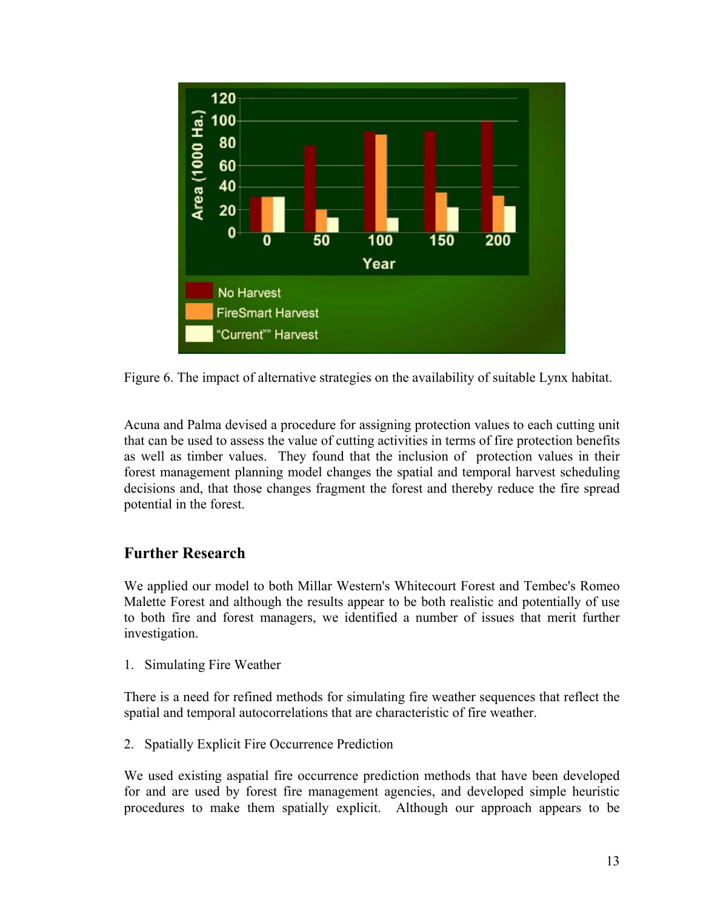Figure 6. The impact of alternative strategies on the availability of suitable Lynx habitat.

Acuna and Palma devised a procedure for assigning protection values to each cutting unit that can be used to assess the value of cutting activities in terms of fire protection benefits as well as timber values. They found that the inclusion of protection values in their forest management planning model changes the spatial and temporal harvest scheduling decisions and, that those changes fragment the forest and thereby reduce the fire spread potential in the forest.

## Further Research

We applied our model to both Millar Western's Whitecourt Forest and Tembec's Romeo Malette Forest and although the results appear to be both realistic and potentially of use to both fire and forest managers, we identified a number of issues that merit further investigation.

1. Simulating Fire Weather

There is a need for refined methods for simulating fire weather sequences that reflect the spatial and temporal autocorrelations that are characteristic of fire weather.

2. Spatially Explicit Fire Occurrence Prediction

We used existing aspatial fire occurrence prediction methods that have been developed for and are used by forest fire management agencies, and developed simple heuristic procedures to make them spatially explicit. Although our approach appears to be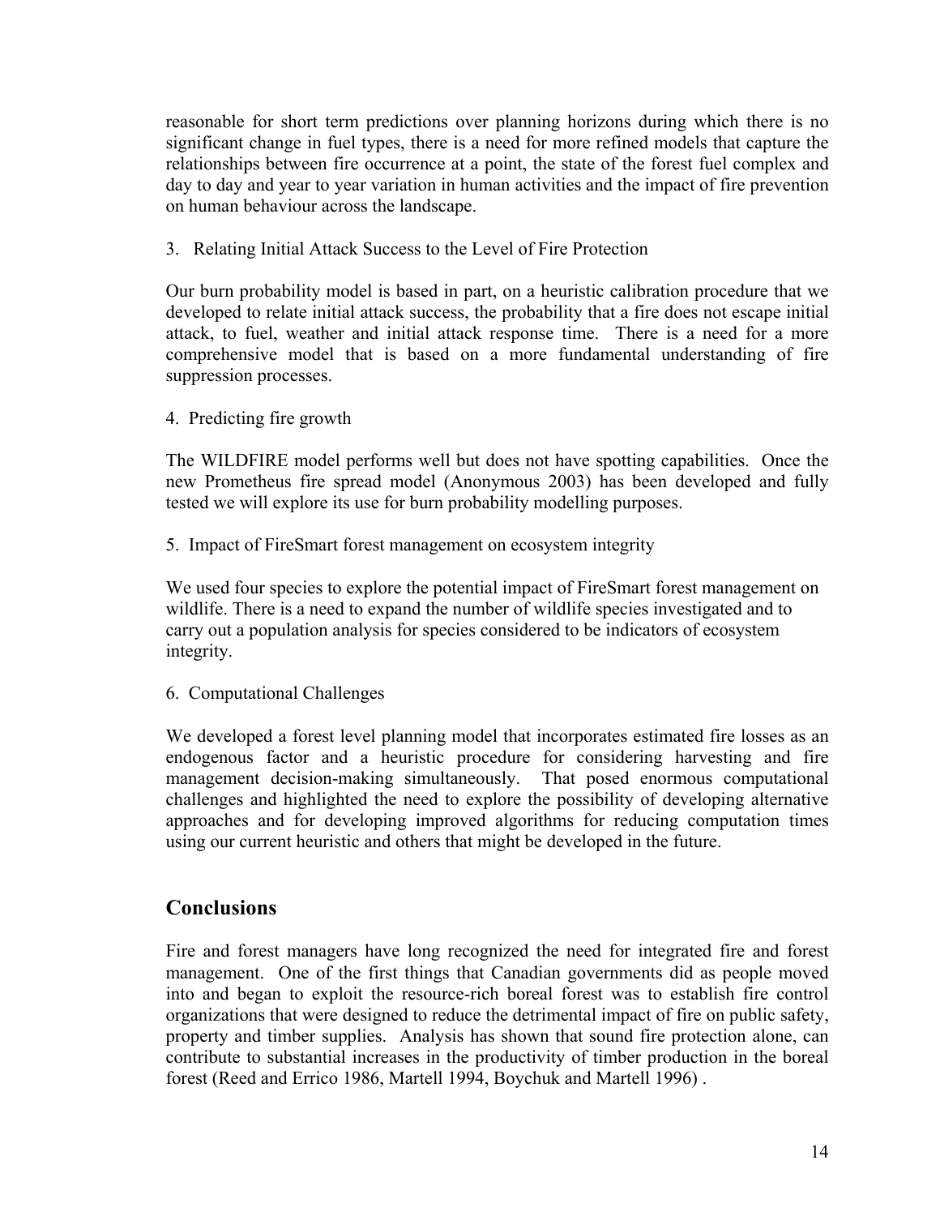reasonable for short term predictions over planning horizons during which there is no significant change in fuel types, there is a need for more refined models that capture the relationships between fire occurrence at a point, the state of the forest fuel complex and day to day and year to year variation in human activities and the impact of fire prevention on human behaviour across the landscape.

3. Relating Initial Attack Success to the Level of Fire Protection

Our burn probability model is based in part, on a heuristic calibration procedure that we developed to relate initial attack success, the probability that a fire does not escape initial attack, to fuel, weather and initial attack response time. There is a need for a more comprehensive model that is based on a more fundamental understanding of fire suppression processes.

4. Predicting fire growth

The WILDFIRE model performs well but does not have spotting capabilities. Once the new Prometheus fire spread model (Anonymous 2003) has been developed and fully tested we will explore its use for burn probability modelling purposes.

5. Impact of FireSmart forest management on ecosystem integrity

We used four species to explore the potential impact of FireSmart forest management on wildlife. There is a need to expand the number of wildlife species investigated and to carry out a population analysis for species considered to be indicators of ecosystem integrity.

6. Computational Challenges

We developed a forest level planning model that incorporates estimated fire losses as an endogenous factor and a heuristic procedure for considering harvesting and fire management decision-making simultaneously. That posed enormous computational challenges and highlighted the need to explore the possibility of developing alternative approaches and for developing improved algorithms for reducing computation times using our current heuristic and others that might be developed in the future.

## Conclusions

Fire and forest managers have long recognized the need for integrated fire and forest management. One of the first things that Canadian governments did as people moved into and began to exploit the resource-rich boreal forest was to establish fire control organizations that were designed to reduce the detrimental impact of fire on public safety, property and timber supplies. Analysis has shown that sound fire protection alone, can contribute to substantial increases in the productivity of timber production in the boreal forest (Reed and Errico 1986, Martell 1994, Boychuk and Martell 1996) .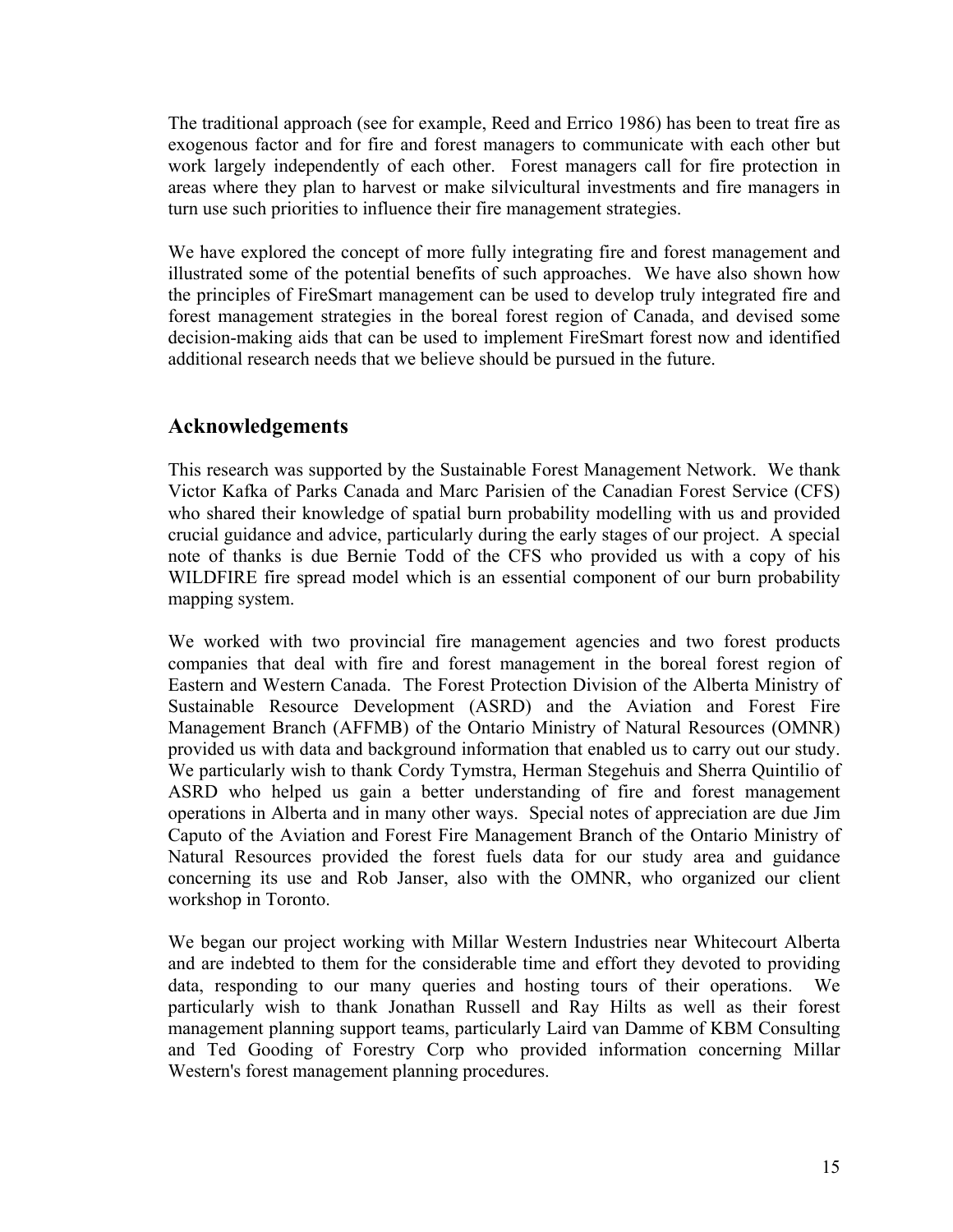The traditional approach (see for example, Reed and Errico 1986) has been to treat fire as exogenous factor and for fire and forest managers to communicate with each other but work largely independently of each other. Forest managers call for fire protection in areas where they plan to harvest or make silvicultural investments and fire managers in turn use such priorities to influence their fire management strategies.

We have explored the concept of more fully integrating fire and forest management and illustrated some of the potential benefits of such approaches. We have also shown how the principles of FireSmart management can be used to develop truly integrated fire and forest management strategies in the boreal forest region of Canada, and devised some decision-making aids that can be used to implement FireSmart forest now and identified additional research needs that we believe should be pursued in the future.

## Acknowledgements

This research was supported by the Sustainable Forest Management Network. We thank Victor Kafka of Parks Canada and Marc Parisien of the Canadian Forest Service (CFS) who shared their knowledge of spatial burn probability modelling with us and provided crucial guidance and advice, particularly during the early stages of our project. A special note of thanks is due Bernie Todd of the CFS who provided us with a copy of his WILDFIRE fire spread model which is an essential component of our burn probability mapping system.

We worked with two provincial fire management agencies and two forest products companies that deal with fire and forest management in the boreal forest region of Eastern and Western Canada. The Forest Protection Division of the Alberta Ministry of Sustainable Resource Development (ASRD) and the Aviation and Forest Fire Management Branch (AFFMB) of the Ontario Ministry of Natural Resources (OMNR) provided us with data and background information that enabled us to carry out our study. We particularly wish to thank Cordy Tymstra, Herman Stegehuis and Sherra Quintilio of ASRD who helped us gain a better understanding of fire and forest management operations in Alberta and in many other ways. Special notes of appreciation are due Jim Caputo of the Aviation and Forest Fire Management Branch of the Ontario Ministry of Natural Resources provided the forest fuels data for our study area and guidance concerning its use and Rob Janser, also with the OMNR, who organized our client workshop in Toronto.

We began our project working with Millar Western Industries near Whitecourt Alberta and are indebted to them for the considerable time and effort they devoted to providing data, responding to our many queries and hosting tours of their operations. We particularly wish to thank Jonathan Russell and Ray Hilts as well as their forest management planning support teams, particularly Laird van Damme of KBM Consulting and Ted Gooding of Forestry Corp who provided information concerning Millar Western's forest management planning procedures.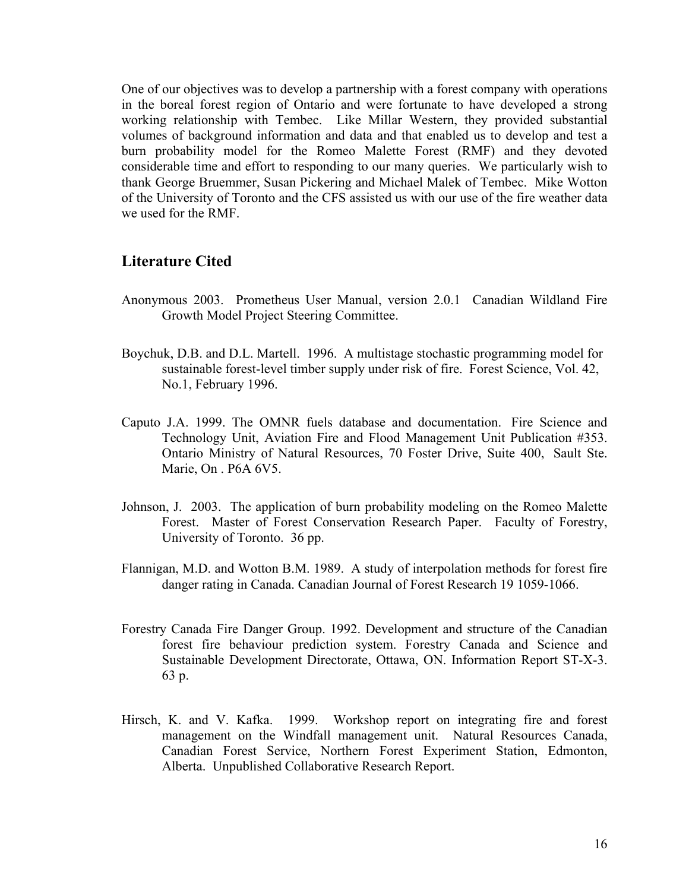One of our objectives was to develop a partnership with a forest company with operations in the boreal forest region of Ontario and were fortunate to have developed a strong working relationship with Tembec. Like Millar Western, they provided substantial volumes of background information and data and that enabled us to develop and test a burn probability model for the Romeo Malette Forest (RMF) and they devoted considerable time and effort to responding to our many queries. We particularly wish to thank George Bruemmer, Susan Pickering and Michael Malek of Tembec. Mike Wotton of the University of Toronto and the CFS assisted us with our use of the fire weather data we used for the RMF.

## Literature Cited

Anonymous 2003. Prometheus User Manual, version 2.0.1 Canadian Wildland Fire Growth Model Project Steering Committee.

Boychuk, D.B. and D.L. Martell. 1996. A multistage stochastic programming model for sustainable forest-level timber supply under risk of fire. Forest Science, Vol. 42, No.1, February 1996.

Caputo J.A. 1999. The OMNR fuels database and documentation. Fire Science and Technology Unit, Aviation Fire and Flood Management Unit Publication #353. Ontario Ministry of Natural Resources, 70 Foster Drive, Suite 400, Sault Ste. Marie, On . P6A 6V5.

Johnson, J. 2003. The application of burn probability modeling on the Romeo Malette Forest. Master of Forest Conservation Research Paper. Faculty of Forestry, University of Toronto. 36 pp.

Flannigan, M.D. and Wotton B.M. 1989. A study of interpolation methods for forest fire danger rating in Canada. Canadian Journal of Forest Research 19 1059-1066.

Forestry Canada Fire Danger Group. 1992. Development and structure of the Canadian forest fire behaviour prediction system. Forestry Canada and Science and Sustainable Development Directorate, Ottawa, ON. Information Report ST-X-3. 63 p.

Hirsch, K. and V. Kafka. 1999. Workshop report on integrating fire and forest management on the Windfall management unit. Natural Resources Canada, Canadian Forest Service, Northern Forest Experiment Station, Edmonton, Alberta. Unpublished Collaborative Research Report.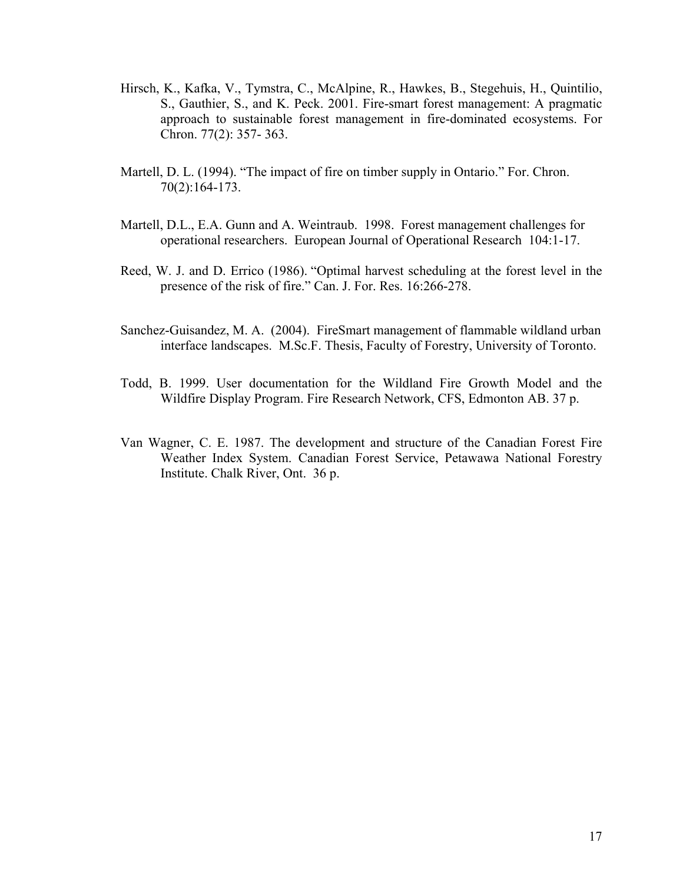Hirsch, K., Kafka, V., Tymstra, C., McAlpine, R., Hawkes, B., Stegehuis, H., Quintilio, S., Gauthier, S., and K. Peck. 2001. Fire-smart forest management: A pragmatic approach to sustainable forest management in fire-dominated ecosystems. For Chron. 77(2): 357- 363.

Martell, D. L. (1994). "The impact of fire on timber supply in Ontario." For. Chron. 70(2):164-173.

Martell, D.L., E.A. Gunn and A. Weintraub. 1998. Forest management challenges for operational researchers. European Journal of Operational Research 104:1-17.

Reed, W. J. and D. Errico (1986). "Optimal harvest scheduling at the forest level in the presence of the risk of fire." Can. J. For. Res. 16:266-278.

Sanchez-Guisandez, M. A. (2004). FireSmart management of flammable wildland urban interface landscapes. M.Sc.F. Thesis, Faculty of Forestry, University of Toronto.

Todd, B. 1999. User documentation for the Wildland Fire Growth Model and the Wildfire Display Program. Fire Research Network, CFS, Edmonton AB. 37 p.

Van Wagner, C. E. 1987. The development and structure of the Canadian Forest Fire Weather Index System. Canadian Forest Service, Petawawa National Forestry Institute. Chalk River, Ont. 36 p.